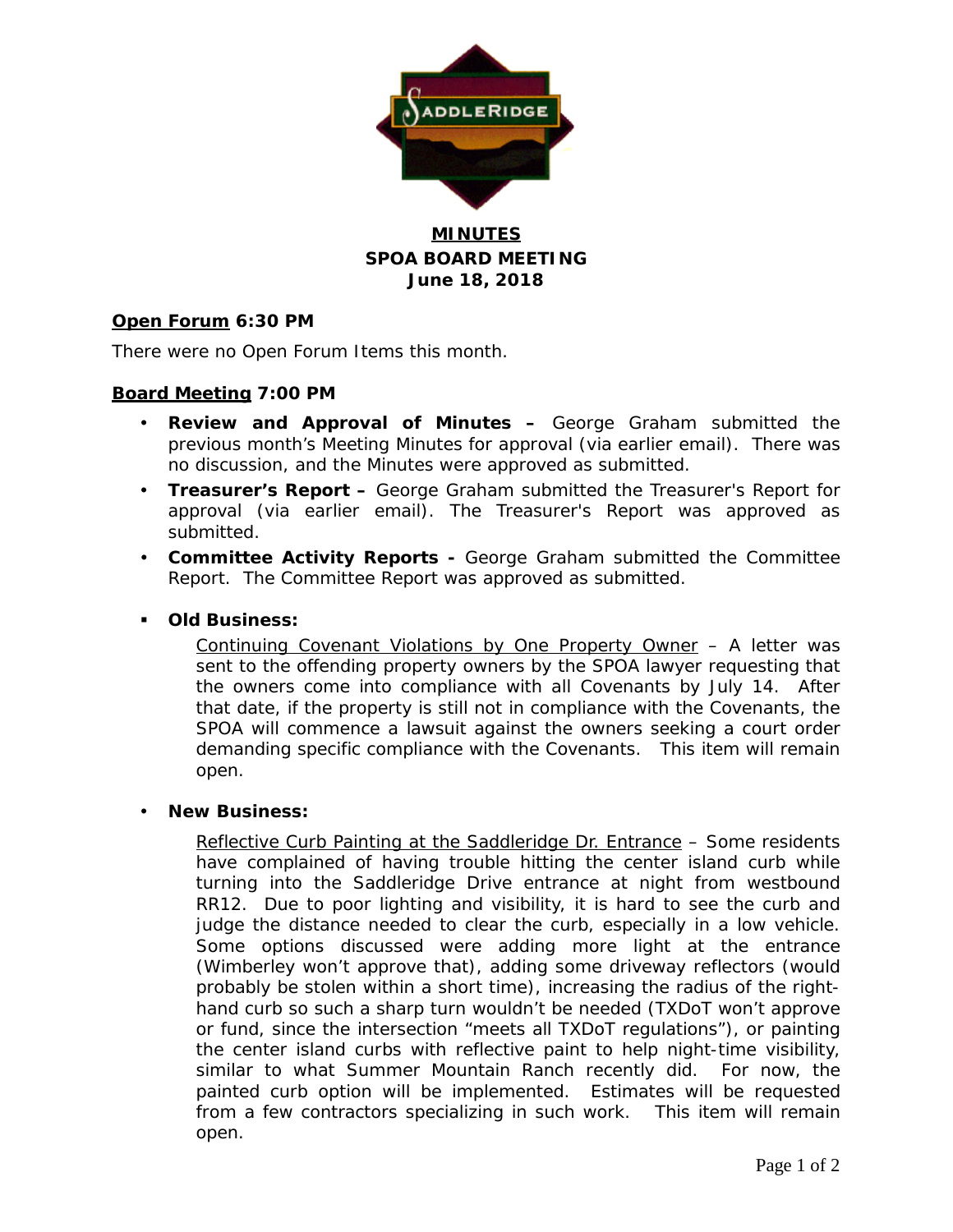# MINUTES

## SPOA BOARD MEETING

## June 18, 2018

**Open Forum 6:30 PM**

There were no Open Forum Items this month.

**Board Meeting 7:00 PM**

- **Review and Approval of Minutes –** George Graham submitted the previous month's Meeting Minutes for approval (via earlier email). There was no discussion, and the Minutes were approved as submitted.
- **Treasurer's Report –** George Graham submitted the Treasurer's Report for approval (via earlier email). The Treasurer's Report was approved as submitted.
- **Committee Activity Reports -** George Graham submitted the Committee Report. The Committee Report was approved as submitted.

- **Old Business:**

  Continuing Covenant Violations by One Property Owner – A letter was sent to the offending property owners by the SPOA lawyer requesting that the owners come into compliance with all Covenants by July 14. After that date, if the property is still not in compliance with the Covenants, the SPOA will commence a lawsuit against the owners seeking a court order demanding specific compliance with the Covenants. This item will remain open.

- **New Business:**

  Reflective Curb Painting at the Saddleridge Dr. Entrance – Some residents have complained of having trouble hitting the center island curb while turning into the Saddleridge Drive entrance at night from westbound RR12. Due to poor lighting and visibility, it is hard to see the curb and judge the distance needed to clear the curb, especially in a low vehicle. Some options discussed were adding more light at the entrance (Wimberley won't approve that), adding some driveway reflectors (would probably be stolen within a short time), increasing the radius of the right-hand curb so such a sharp turn wouldn't be needed (TXDoT won't approve or fund, since the intersection "meets all TXDoT regulations"), or painting the center island curbs with reflective paint to help night-time visibility, similar to what Summer Mountain Ranch recently did. For now, the painted curb option will be implemented. Estimates will be requested from a few contractors specializing in such work. This item will remain open.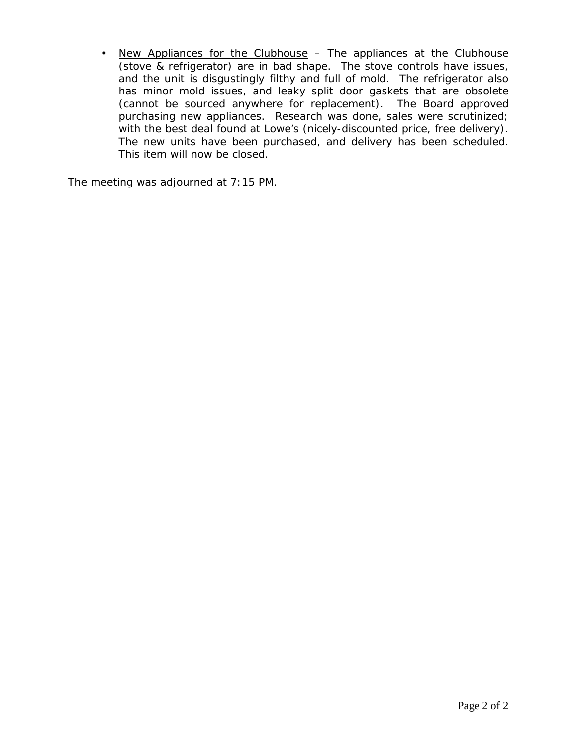- <u>New Appliances for the Clubhouse</u> – The appliances at the Clubhouse (stove & refrigerator) are in bad shape. The stove controls have issues, and the unit is disgustingly filthy and full of mold. The refrigerator also has minor mold issues, and leaky split door gaskets that are obsolete (cannot be sourced anywhere for replacement). The Board approved purchasing new appliances. Research was done, sales were scrutinized; with the best deal found at Lowe's (nicely-discounted price, free delivery). The new units have been purchased, and delivery has been scheduled. This item will now be closed.

The meeting was adjourned at 7:15 PM.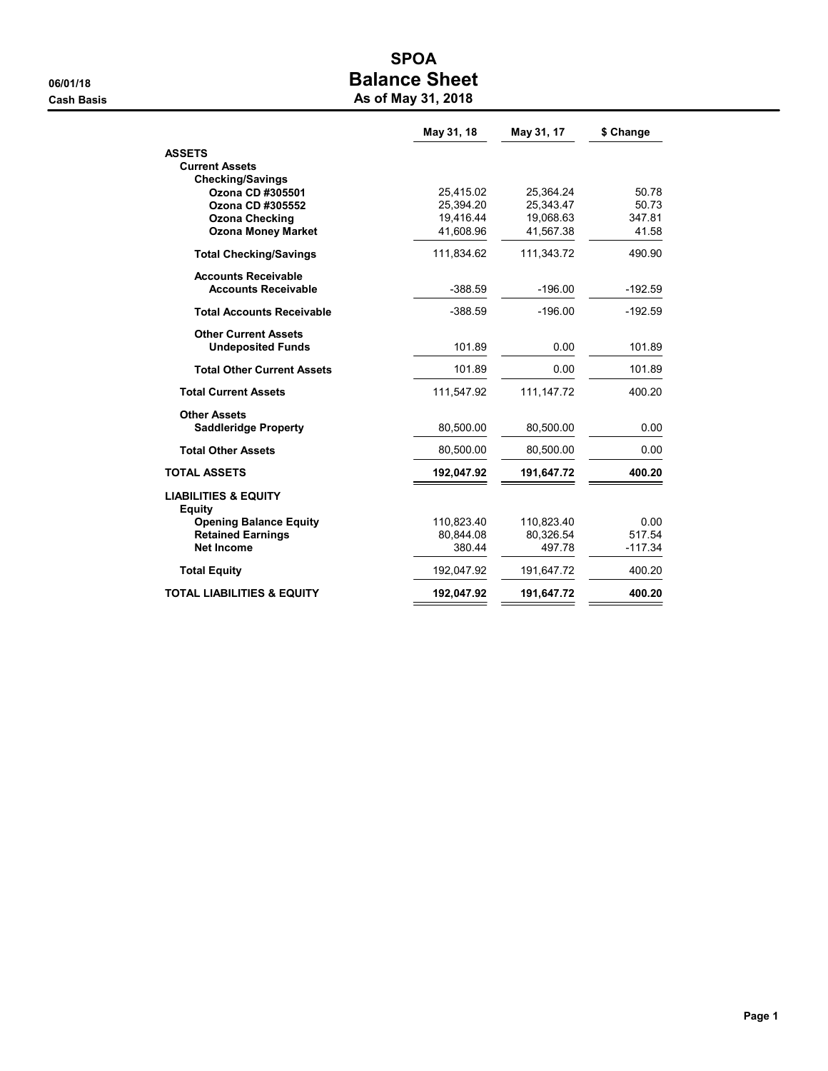# SPOA

## Balance Sheet

### As of May 31, 2018

06/01/18

Cash Basis

| | May 31, 18 | May 31, 17 | $ Change |
|---|---|---|---|
| **ASSETS** | | | |
| **Current Assets** | | | |
| **Checking/Savings** | | | |
| **Ozona CD #305501** | 25,415.02 | 25,364.24 | 50.78 |
| **Ozona CD #305552** | 25,394.20 | 25,343.47 | 50.73 |
| **Ozona Checking** | 19,416.44 | 19,068.63 | 347.81 |
| **Ozona Money Market** | 41,608.96 | 41,567.38 | 41.58 |
| **Total Checking/Savings** | 111,834.62 | 111,343.72 | 490.90 |
| **Accounts Receivable** | | | |
| **Accounts Receivable** | -388.59 | -196.00 | -192.59 |
| **Total Accounts Receivable** | -388.59 | -196.00 | -192.59 |
| **Other Current Assets** | | | |
| **Undeposited Funds** | 101.89 | 0.00 | 101.89 |
| **Total Other Current Assets** | 101.89 | 0.00 | 101.89 |
| **Total Current Assets** | 111,547.92 | 111,147.72 | 400.20 |
| **Other Assets** | | | |
| **Saddleridge Property** | 80,500.00 | 80,500.00 | 0.00 |
| **Total Other Assets** | 80,500.00 | 80,500.00 | 0.00 |
| **TOTAL ASSETS** | **192,047.92** | **191,647.72** | **400.20** |
| **LIABILITIES & EQUITY** | | | |
| **Equity** | | | |
| **Opening Balance Equity** | 110,823.40 | 110,823.40 | 0.00 |
| **Retained Earnings** | 80,844.08 | 80,326.54 | 517.54 |
| **Net Income** | 380.44 | 497.78 | -117.34 |
| **Total Equity** | 192,047.92 | 191,647.72 | 400.20 |
| **TOTAL LIABILITIES & EQUITY** | **192,047.92** | **191,647.72** | **400.20** |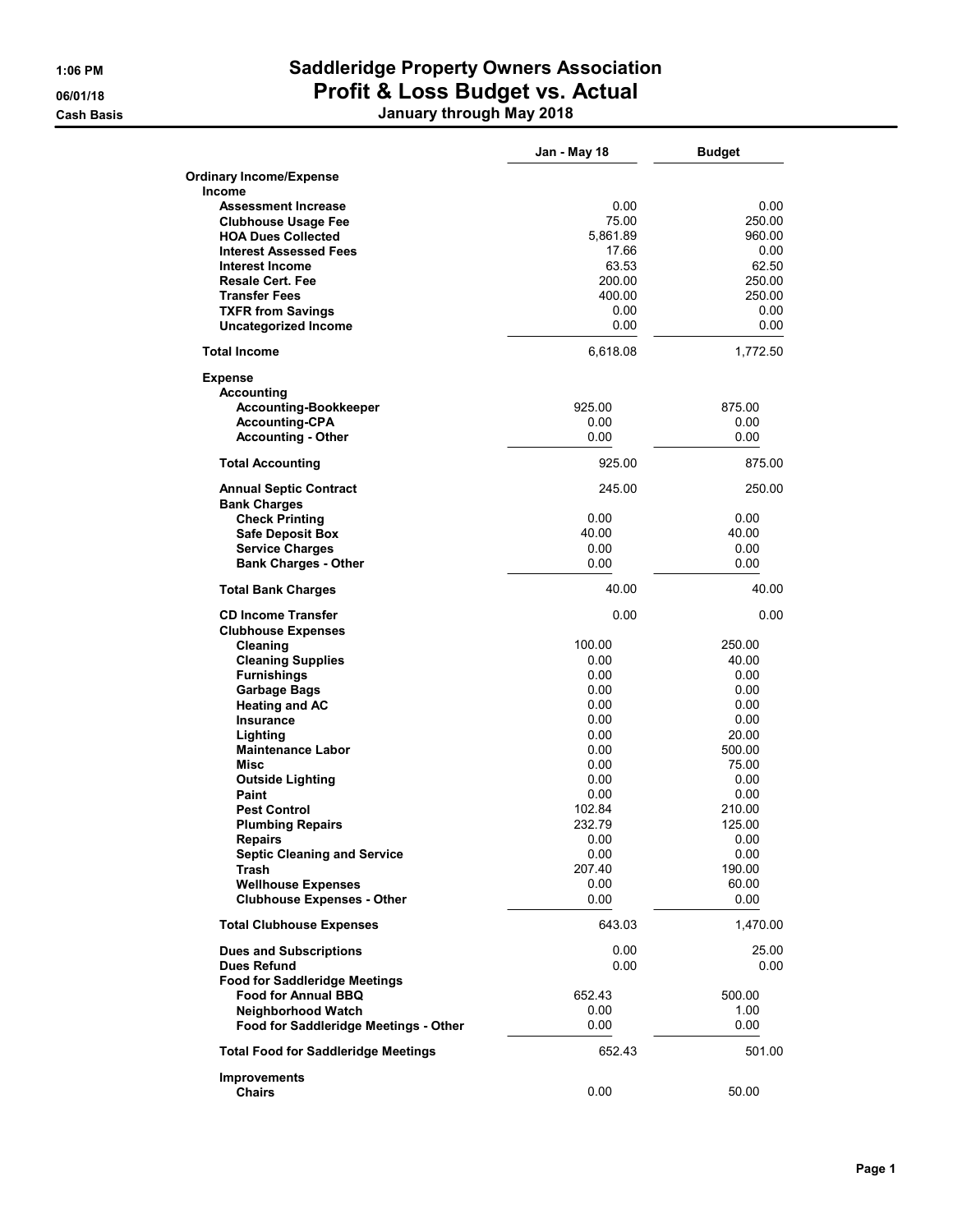# Saddleridge Property Owners Association

## Profit & Loss Budget vs. Actual

### January through May 2018

1:06 PM
06/01/18
Cash Basis

| | Jan - May 18 | Budget |
|---|---|---|
| **Ordinary Income/Expense** | | |
| **Income** | | |
| **Assessment Increase** | 0.00 | 0.00 |
| **Clubhouse Usage Fee** | 75.00 | 250.00 |
| **HOA Dues Collected** | 5,861.89 | 960.00 |
| **Interest Assessed Fees** | 17.66 | 0.00 |
| **Interest Income** | 63.53 | 62.50 |
| **Resale Cert. Fee** | 200.00 | 250.00 |
| **Transfer Fees** | 400.00 | 250.00 |
| **TXFR from Savings** | 0.00 | 0.00 |
| **Uncategorized Income** | 0.00 | 0.00 |
| **Total Income** | 6,618.08 | 1,772.50 |
| **Expense** | | |
| **Accounting** | | |
| **Accounting-Bookkeeper** | 925.00 | 875.00 |
| **Accounting-CPA** | 0.00 | 0.00 |
| **Accounting - Other** | 0.00 | 0.00 |
| **Total Accounting** | 925.00 | 875.00 |
| **Annual Septic Contract** | 245.00 | 250.00 |
| **Bank Charges** | | |
| **Check Printing** | 0.00 | 0.00 |
| **Safe Deposit Box** | 40.00 | 40.00 |
| **Service Charges** | 0.00 | 0.00 |
| **Bank Charges - Other** | 0.00 | 0.00 |
| **Total Bank Charges** | 40.00 | 40.00 |
| **CD Income Transfer** | 0.00 | 0.00 |
| **Clubhouse Expenses** | | |
| **Cleaning** | 100.00 | 250.00 |
| **Cleaning Supplies** | 0.00 | 40.00 |
| **Furnishings** | 0.00 | 0.00 |
| **Garbage Bags** | 0.00 | 0.00 |
| **Heating and AC** | 0.00 | 0.00 |
| **Insurance** | 0.00 | 0.00 |
| **Lighting** | 0.00 | 20.00 |
| **Maintenance Labor** | 0.00 | 500.00 |
| **Misc** | 0.00 | 75.00 |
| **Outside Lighting** | 0.00 | 0.00 |
| **Paint** | 0.00 | 0.00 |
| **Pest Control** | 102.84 | 210.00 |
| **Plumbing Repairs** | 232.79 | 125.00 |
| **Repairs** | 0.00 | 0.00 |
| **Septic Cleaning and Service** | 0.00 | 0.00 |
| **Trash** | 207.40 | 190.00 |
| **Wellhouse Expenses** | 0.00 | 60.00 |
| **Clubhouse Expenses - Other** | 0.00 | 0.00 |
| **Total Clubhouse Expenses** | 643.03 | 1,470.00 |
| **Dues and Subscriptions** | 0.00 | 25.00 |
| **Dues Refund** | 0.00 | 0.00 |
| **Food for Saddleridge Meetings** | | |
| **Food for Annual BBQ** | 652.43 | 500.00 |
| **Neighborhood Watch** | 0.00 | 1.00 |
| **Food for Saddleridge Meetings - Other** | 0.00 | 0.00 |
| **Total Food for Saddleridge Meetings** | 652.43 | 501.00 |
| **Improvements** | | |
| **Chairs** | 0.00 | 50.00 |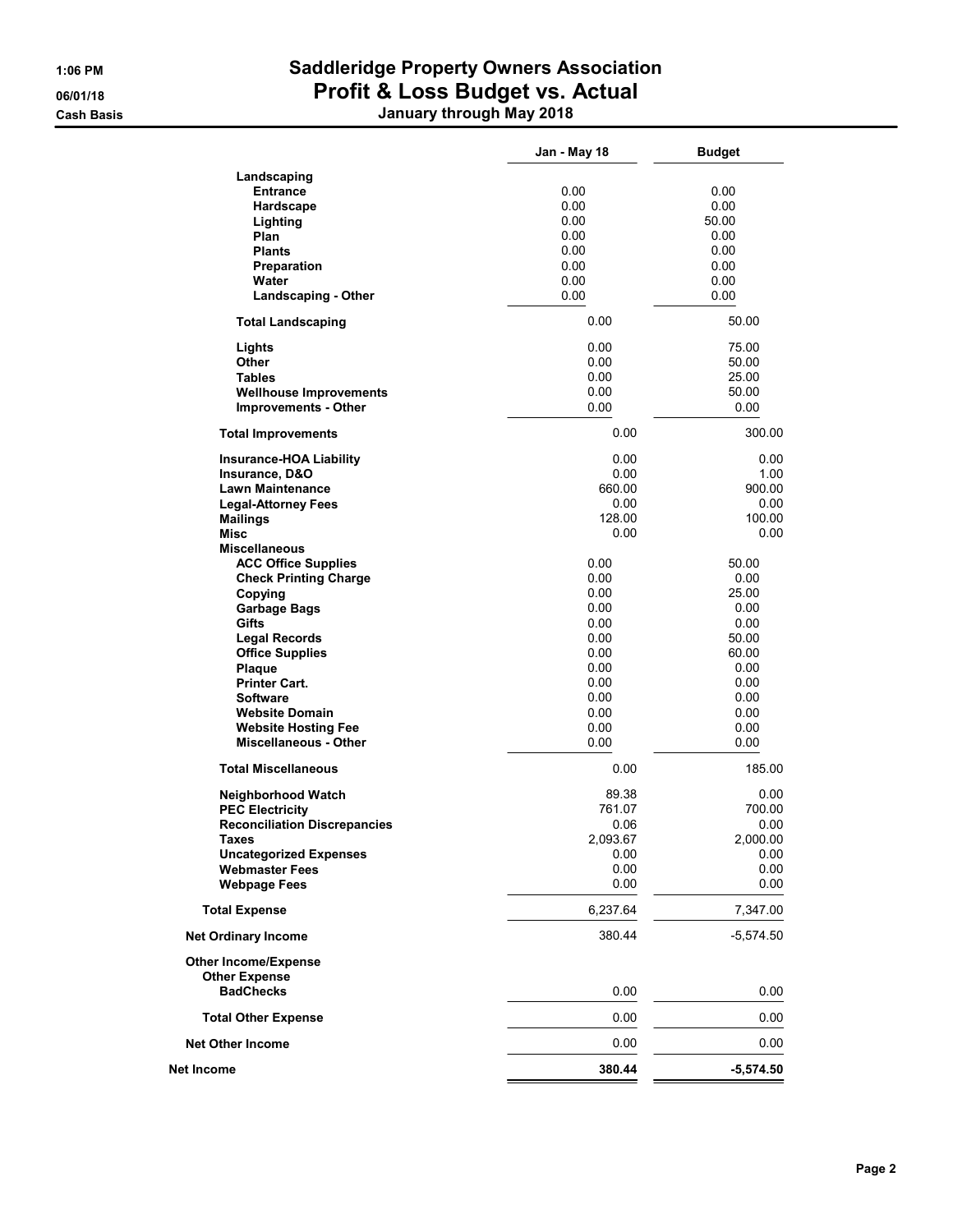# Saddleridge Property Owners Association
## Profit & Loss Budget vs. Actual
### January through May 2018

1:06 PM
06/01/18
Cash Basis

| | Jan - May 18 | Budget |
|---|---|---|
| **Landscaping** | | |
| **Entrance** | 0.00 | 0.00 |
| **Hardscape** | 0.00 | 0.00 |
| **Lighting** | 0.00 | 50.00 |
| **Plan** | 0.00 | 0.00 |
| **Plants** | 0.00 | 0.00 |
| **Preparation** | 0.00 | 0.00 |
| **Water** | 0.00 | 0.00 |
| **Landscaping - Other** | 0.00 | 0.00 |
| **Total Landscaping** | 0.00 | 50.00 |
| **Lights** | 0.00 | 75.00 |
| **Other** | 0.00 | 50.00 |
| **Tables** | 0.00 | 25.00 |
| **Wellhouse Improvements** | 0.00 | 50.00 |
| **Improvements - Other** | 0.00 | 0.00 |
| **Total Improvements** | 0.00 | 300.00 |
| **Insurance-HOA Liability** | 0.00 | 0.00 |
| **Insurance, D&O** | 0.00 | 1.00 |
| **Lawn Maintenance** | 660.00 | 900.00 |
| **Legal-Attorney Fees** | 0.00 | 0.00 |
| **Mailings** | 128.00 | 100.00 |
| **Misc** | 0.00 | 0.00 |
| **Miscellaneous** | | |
| **ACC Office Supplies** | 0.00 | 50.00 |
| **Check Printing Charge** | 0.00 | 0.00 |
| **Copying** | 0.00 | 25.00 |
| **Garbage Bags** | 0.00 | 0.00 |
| **Gifts** | 0.00 | 0.00 |
| **Legal Records** | 0.00 | 50.00 |
| **Office Supplies** | 0.00 | 60.00 |
| **Plaque** | 0.00 | 0.00 |
| **Printer Cart.** | 0.00 | 0.00 |
| **Software** | 0.00 | 0.00 |
| **Website Domain** | 0.00 | 0.00 |
| **Website Hosting Fee** | 0.00 | 0.00 |
| **Miscellaneous - Other** | 0.00 | 0.00 |
| **Total Miscellaneous** | 0.00 | 185.00 |
| **Neighborhood Watch** | 89.38 | 0.00 |
| **PEC Electricity** | 761.07 | 700.00 |
| **Reconciliation Discrepancies** | 0.06 | 0.00 |
| **Taxes** | 2,093.67 | 2,000.00 |
| **Uncategorized Expenses** | 0.00 | 0.00 |
| **Webmaster Fees** | 0.00 | 0.00 |
| **Webpage Fees** | 0.00 | 0.00 |
| **Total Expense** | 6,237.64 | 7,347.00 |
| **Net Ordinary Income** | 380.44 | -5,574.50 |
| **Other Income/Expense** | | |
| **Other Expense** | | |
| **BadChecks** | 0.00 | 0.00 |
| **Total Other Expense** | 0.00 | 0.00 |
| **Net Other Income** | 0.00 | 0.00 |
| **Net Income** | **380.44** | **-5,574.50** |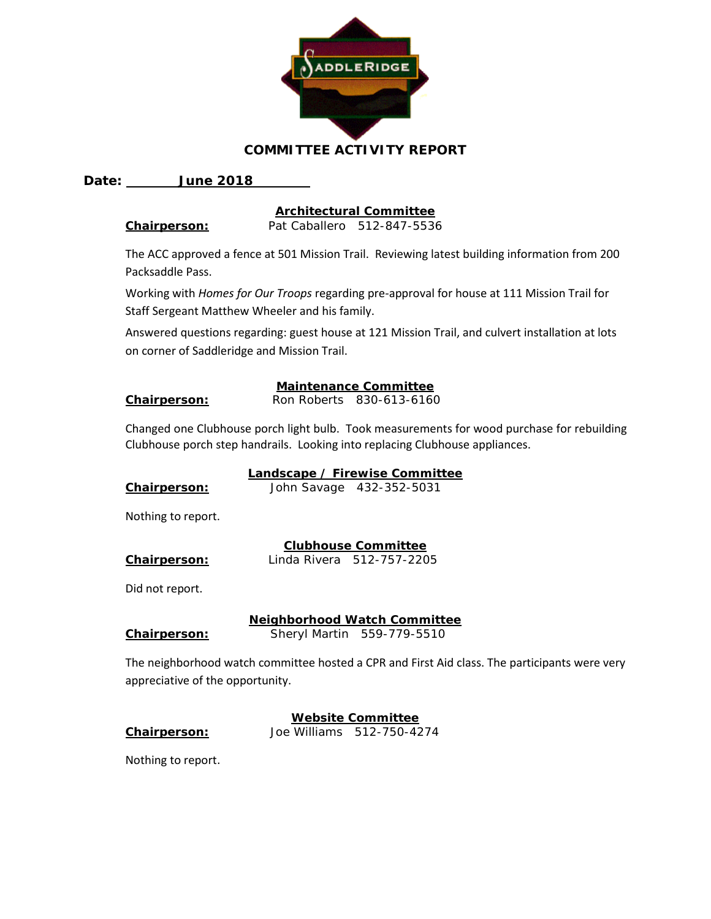# COMMITTEE ACTIVITY REPORT

**Date: June 2018**

## Architectural Committee

**Chairperson:** Pat Caballero 512-847-5536

The ACC approved a fence at 501 Mission Trail. Reviewing latest building information from 200 Packsaddle Pass.

Working with *Homes for Our Troops* regarding pre-approval for house at 111 Mission Trail for Staff Sergeant Matthew Wheeler and his family.

Answered questions regarding: guest house at 121 Mission Trail, and culvert installation at lots on corner of Saddleridge and Mission Trail.

## Maintenance Committee

**Chairperson:** Ron Roberts 830-613-6160

Changed one Clubhouse porch light bulb. Took measurements for wood purchase for rebuilding Clubhouse porch step handrails. Looking into replacing Clubhouse appliances.

## Landscape / Firewise Committee

**Chairperson:** John Savage 432-352-5031

Nothing to report.

## Clubhouse Committee

**Chairperson:** Linda Rivera 512-757-2205

Did not report.

## Neighborhood Watch Committee

**Chairperson:** Sheryl Martin 559-779-5510

The neighborhood watch committee hosted a CPR and First Aid class. The participants were very appreciative of the opportunity.

## Website Committee

**Chairperson:** Joe Williams 512-750-4274

Nothing to report.